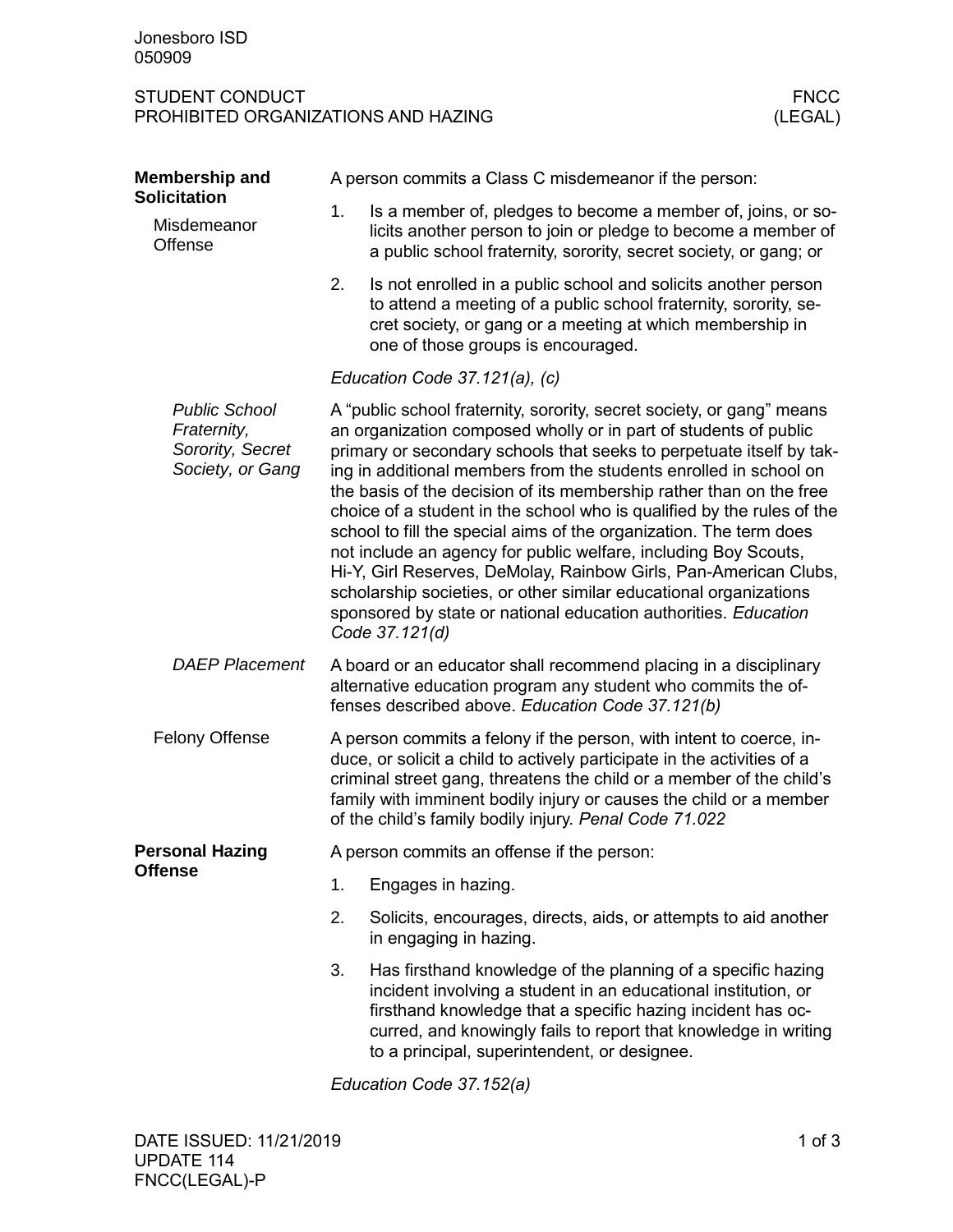Jonesboro ISD
050909

STUDENT CONDUCT — FNCC
PROHIBITED ORGANIZATIONS AND HAZING — (LEGAL)

## Membership and Solicitation

### Misdemeanor Offense

A person commits a Class C misdemeanor if the person:

1. Is a member of, pledges to become a member of, joins, or solicits another person to join or pledge to become a member of a public school fraternity, sorority, secret society, or gang; or
2. Is not enrolled in a public school and solicits another person to attend a meeting of a public school fraternity, sorority, secret society, or gang or a meeting at which membership in one of those groups is encouraged.

*Education Code 37.121(a), (c)*

#### *Public School Fraternity, Sorority, Secret Society, or Gang*

A "public school fraternity, sorority, secret society, or gang" means an organization composed wholly or in part of students of public primary or secondary schools that seeks to perpetuate itself by taking in additional members from the students enrolled in school on the basis of the decision of its membership rather than on the free choice of a student in the school who is qualified by the rules of the school to fill the special aims of the organization. The term does not include an agency for public welfare, including Boy Scouts, Hi-Y, Girl Reserves, DeMolay, Rainbow Girls, Pan-American Clubs, scholarship societies, or other similar educational organizations sponsored by state or national education authorities. *Education Code 37.121(d)*

#### *DAEP Placement*

A board or an educator shall recommend placing in a disciplinary alternative education program any student who commits the offenses described above. *Education Code 37.121(b)*

### Felony Offense

A person commits a felony if the person, with intent to coerce, induce, or solicit a child to actively participate in the activities of a criminal street gang, threatens the child or a member of the child's family with imminent bodily injury or causes the child or a member of the child's family bodily injury. *Penal Code 71.022*

## Personal Hazing Offense

A person commits an offense if the person:

1. Engages in hazing.
2. Solicits, encourages, directs, aids, or attempts to aid another in engaging in hazing.
3. Has firsthand knowledge of the planning of a specific hazing incident involving a student in an educational institution, or firsthand knowledge that a specific hazing incident has occurred, and knowingly fails to report that knowledge in writing to a principal, superintendent, or designee.

*Education Code 37.152(a)*

DATE ISSUED: 11/21/2019
UPDATE 114
FNCC(LEGAL)-P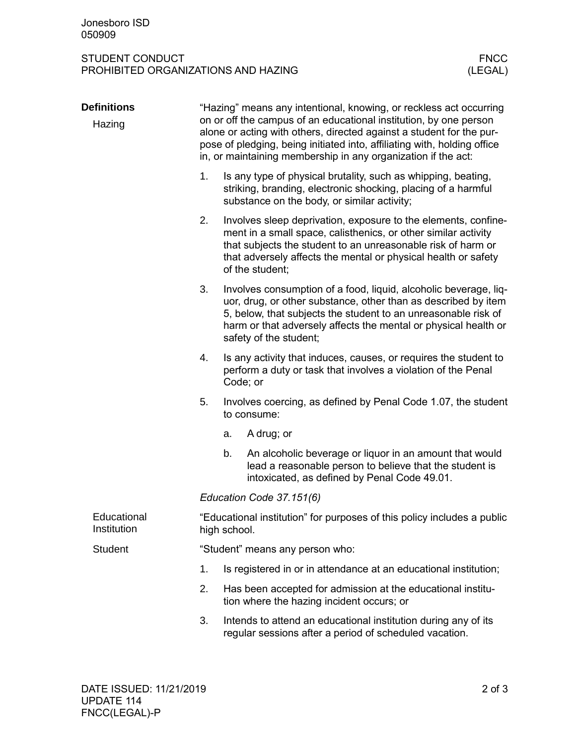## Definitions

### Hazing

"Hazing" means any intentional, knowing, or reckless act occurring on or off the campus of an educational institution, by one person alone or acting with others, directed against a student for the purpose of pledging, being initiated into, affiliating with, holding office in, or maintaining membership in any organization if the act:

1. Is any type of physical brutality, such as whipping, beating, striking, branding, electronic shocking, placing of a harmful substance on the body, or similar activity;
2. Involves sleep deprivation, exposure to the elements, confinement in a small space, calisthenics, or other similar activity that subjects the student to an unreasonable risk of harm or that adversely affects the mental or physical health or safety of the student;
3. Involves consumption of a food, liquid, alcoholic beverage, liquor, drug, or other substance, other than as described by item 5, below, that subjects the student to an unreasonable risk of harm or that adversely affects the mental or physical health or safety of the student;
4. Is any activity that induces, causes, or requires the student to perform a duty or task that involves a violation of the Penal Code; or
5. Involves coercing, as defined by Penal Code 1.07, the student to consume:
   a. A drug; or
   b. An alcoholic beverage or liquor in an amount that would lead a reasonable person to believe that the student is intoxicated, as defined by Penal Code 49.01.

*Education Code 37.151(6)*

### Educational Institution

"Educational institution" for purposes of this policy includes a public high school.

### Student

"Student" means any person who:

1. Is registered in or in attendance at an educational institution;
2. Has been accepted for admission at the educational institution where the hazing incident occurs; or
3. Intends to attend an educational institution during any of its regular sessions after a period of scheduled vacation.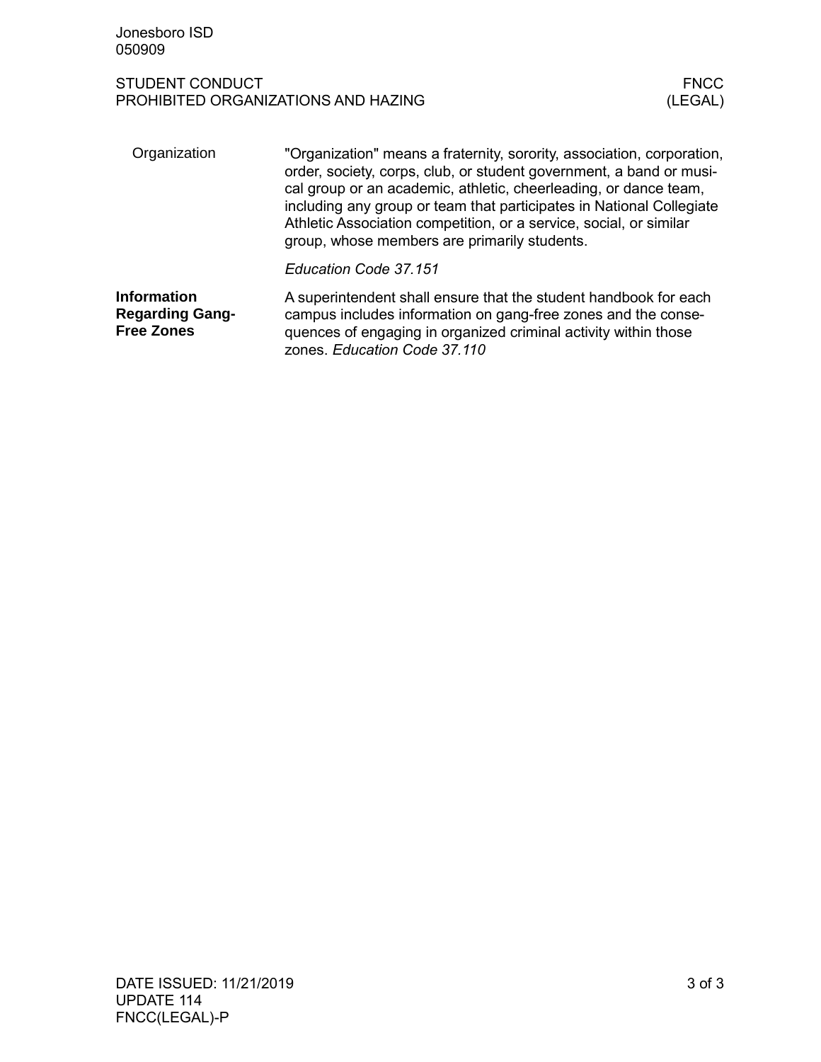**Organization**

"Organization" means a fraternity, sorority, association, corporation, order, society, corps, club, or student government, a band or musical group or an academic, athletic, cheerleading, or dance team, including any group or team that participates in National Collegiate Athletic Association competition, or a service, social, or similar group, whose members are primarily students.

*Education Code 37.151*

**Information Regarding Gang-Free Zones**

A superintendent shall ensure that the student handbook for each campus includes information on gang-free zones and the consequences of engaging in organized criminal activity within those zones. *Education Code 37.110*